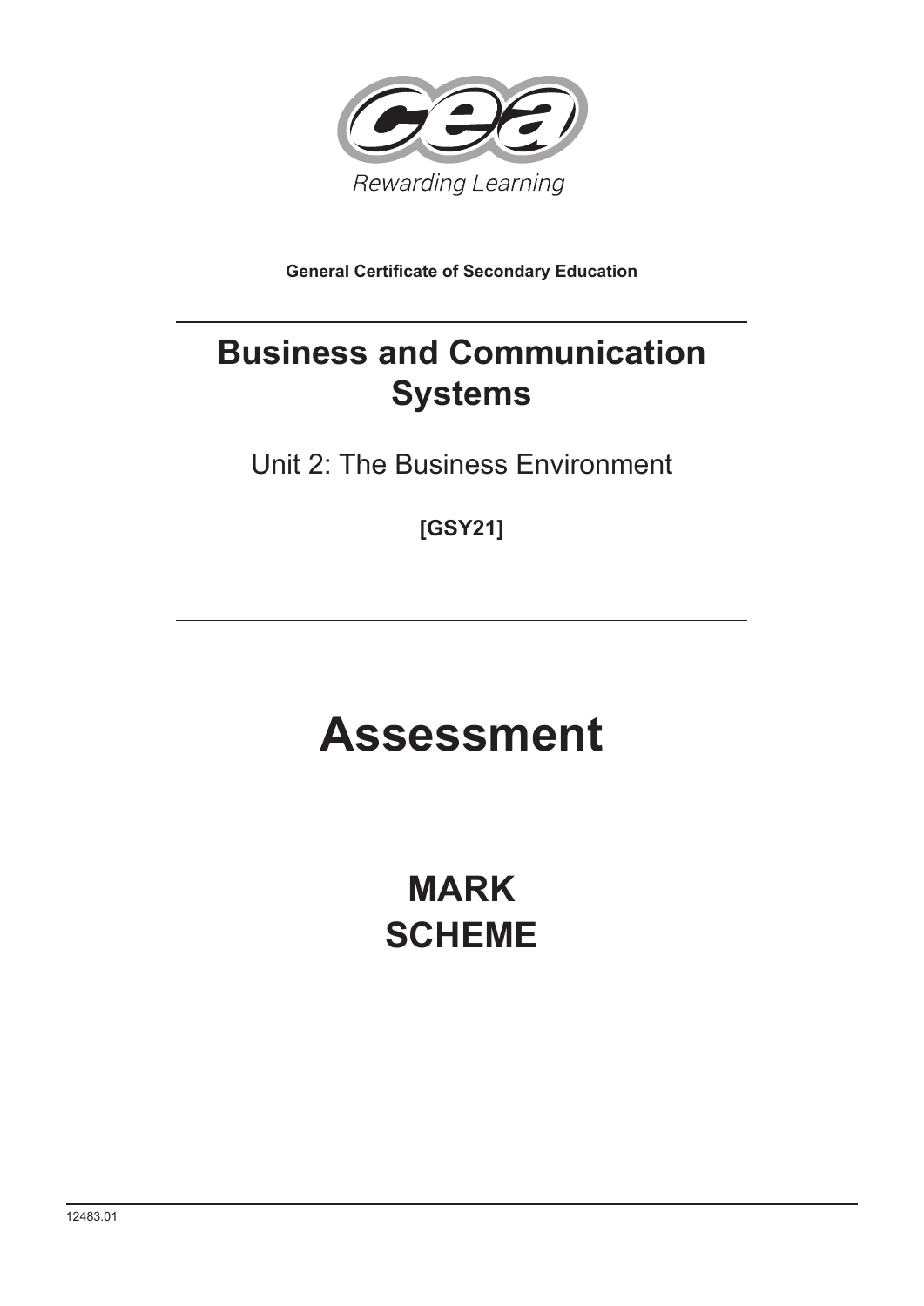Rewarding Learning

**General Certificate of Secondary Education**

# Business and Communication Systems

Unit 2: The Business Environment

**[GSY21]**

# Assessment

# MARK SCHEME

12483.01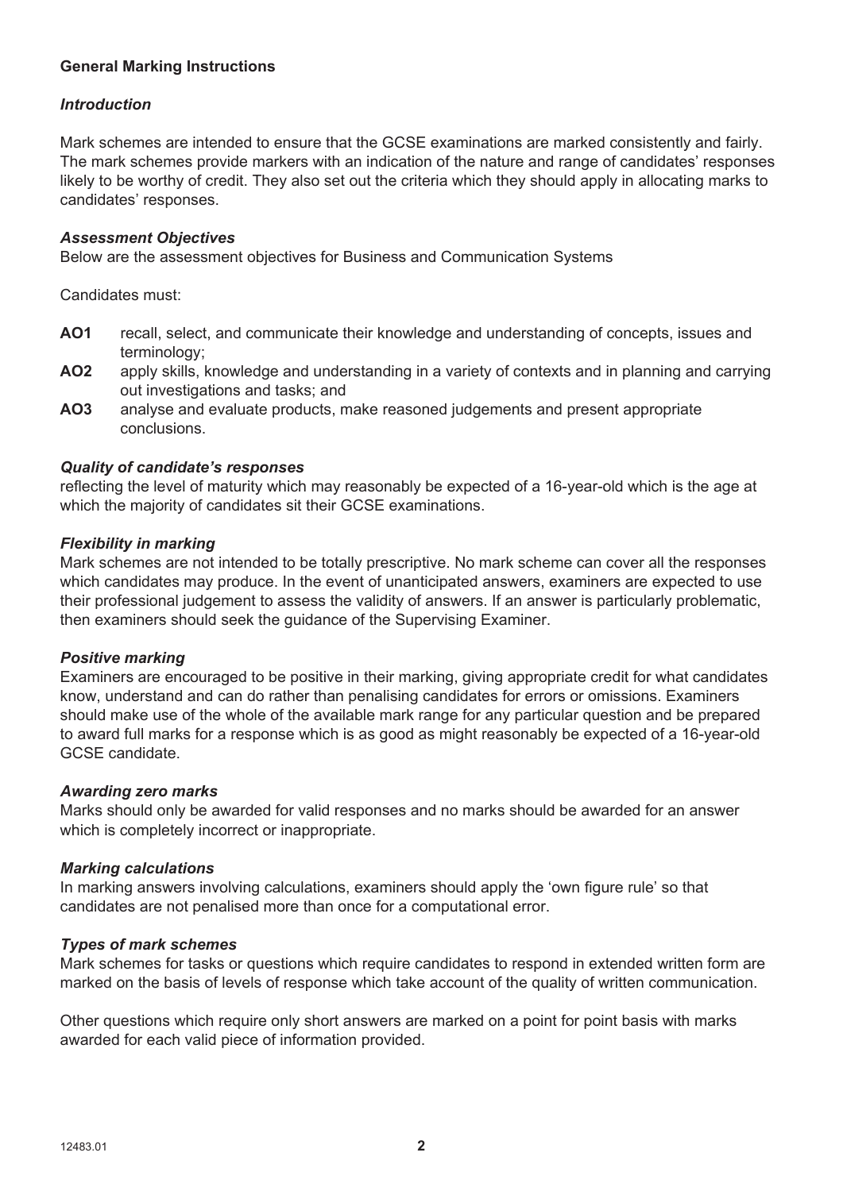**General Marking Instructions**

***Introduction***

Mark schemes are intended to ensure that the GCSE examinations are marked consistently and fairly. The mark schemes provide markers with an indication of the nature and range of candidates' responses likely to be worthy of credit. They also set out the criteria which they should apply in allocating marks to candidates' responses.

***Assessment Objectives***

Below are the assessment objectives for Business and Communication Systems

Candidates must:

- **AO1** recall, select, and communicate their knowledge and understanding of concepts, issues and terminology;
- **AO2** apply skills, knowledge and understanding in a variety of contexts and in planning and carrying out investigations and tasks; and
- **AO3** analyse and evaluate products, make reasoned judgements and present appropriate conclusions.

***Quality of candidate's responses***

reflecting the level of maturity which may reasonably be expected of a 16-year-old which is the age at which the majority of candidates sit their GCSE examinations.

***Flexibility in marking***

Mark schemes are not intended to be totally prescriptive. No mark scheme can cover all the responses which candidates may produce. In the event of unanticipated answers, examiners are expected to use their professional judgement to assess the validity of answers. If an answer is particularly problematic, then examiners should seek the guidance of the Supervising Examiner.

***Positive marking***

Examiners are encouraged to be positive in their marking, giving appropriate credit for what candidates know, understand and can do rather than penalising candidates for errors or omissions. Examiners should make use of the whole of the available mark range for any particular question and be prepared to award full marks for a response which is as good as might reasonably be expected of a 16-year-old GCSE candidate.

***Awarding zero marks***

Marks should only be awarded for valid responses and no marks should be awarded for an answer which is completely incorrect or inappropriate.

***Marking calculations***

In marking answers involving calculations, examiners should apply the 'own figure rule' so that candidates are not penalised more than once for a computational error.

***Types of mark schemes***

Mark schemes for tasks or questions which require candidates to respond in extended written form are marked on the basis of levels of response which take account of the quality of written communication.

Other questions which require only short answers are marked on a point for point basis with marks awarded for each valid piece of information provided.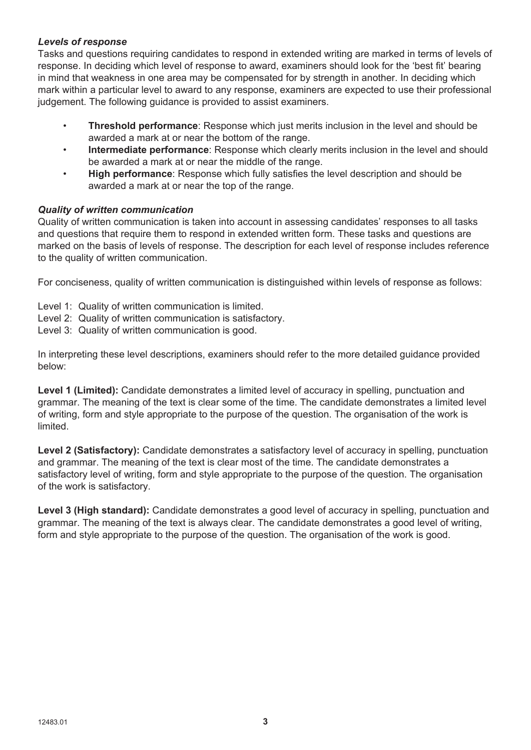### *Levels of response*

Tasks and questions requiring candidates to respond in extended writing are marked in terms of levels of response. In deciding which level of response to award, examiners should look for the 'best fit' bearing in mind that weakness in one area may be compensated for by strength in another. In deciding which mark within a particular level to award to any response, examiners are expected to use their professional judgement. The following guidance is provided to assist examiners.

- **Threshold performance**: Response which just merits inclusion in the level and should be awarded a mark at or near the bottom of the range.
- **Intermediate performance**: Response which clearly merits inclusion in the level and should be awarded a mark at or near the middle of the range.
- **High performance**: Response which fully satisfies the level description and should be awarded a mark at or near the top of the range.

### *Quality of written communication*

Quality of written communication is taken into account in assessing candidates' responses to all tasks and questions that require them to respond in extended written form. These tasks and questions are marked on the basis of levels of response. The description for each level of response includes reference to the quality of written communication.

For conciseness, quality of written communication is distinguished within levels of response as follows:

Level 1: Quality of written communication is limited.
Level 2: Quality of written communication is satisfactory.
Level 3: Quality of written communication is good.

In interpreting these level descriptions, examiners should refer to the more detailed guidance provided below:

**Level 1 (Limited):** Candidate demonstrates a limited level of accuracy in spelling, punctuation and grammar. The meaning of the text is clear some of the time. The candidate demonstrates a limited level of writing, form and style appropriate to the purpose of the question. The organisation of the work is limited.

**Level 2 (Satisfactory):** Candidate demonstrates a satisfactory level of accuracy in spelling, punctuation and grammar. The meaning of the text is clear most of the time. The candidate demonstrates a satisfactory level of writing, form and style appropriate to the purpose of the question. The organisation of the work is satisfactory.

**Level 3 (High standard):** Candidate demonstrates a good level of accuracy in spelling, punctuation and grammar. The meaning of the text is always clear. The candidate demonstrates a good level of writing, form and style appropriate to the purpose of the question. The organisation of the work is good.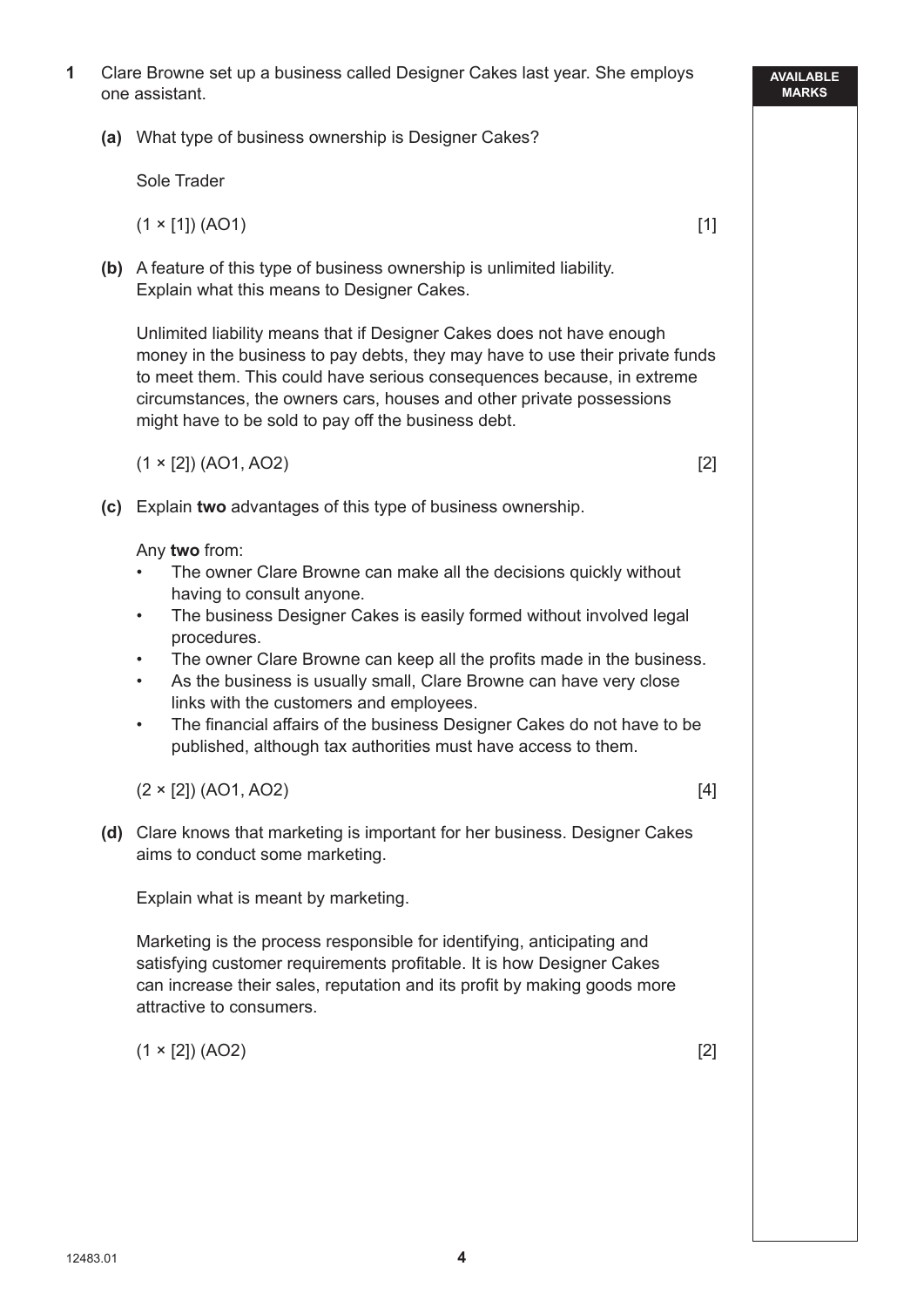**1** Clare Browne set up a business called Designer Cakes last year. She employs one assistant.

**(a)** What type of business ownership is Designer Cakes?

Sole Trader

(1 × [1]) (AO1) [1]

**(b)** A feature of this type of business ownership is unlimited liability. Explain what this means to Designer Cakes.

Unlimited liability means that if Designer Cakes does not have enough money in the business to pay debts, they may have to use their private funds to meet them. This could have serious consequences because, in extreme circumstances, the owners cars, houses and other private possessions might have to be sold to pay off the business debt.

(1 × [2]) (AO1, AO2) [2]

**(c)** Explain **two** advantages of this type of business ownership.

Any **two** from:

- The owner Clare Browne can make all the decisions quickly without having to consult anyone.
- The business Designer Cakes is easily formed without involved legal procedures.
- The owner Clare Browne can keep all the profits made in the business.
- As the business is usually small, Clare Browne can have very close links with the customers and employees.
- The financial affairs of the business Designer Cakes do not have to be published, although tax authorities must have access to them.

(2 × [2]) (AO1, AO2) [4]

**(d)** Clare knows that marketing is important for her business. Designer Cakes aims to conduct some marketing.

Explain what is meant by marketing.

Marketing is the process responsible for identifying, anticipating and satisfying customer requirements profitable. It is how Designer Cakes can increase their sales, reputation and its profit by making goods more attractive to consumers.

(1 × [2]) (AO2) [2]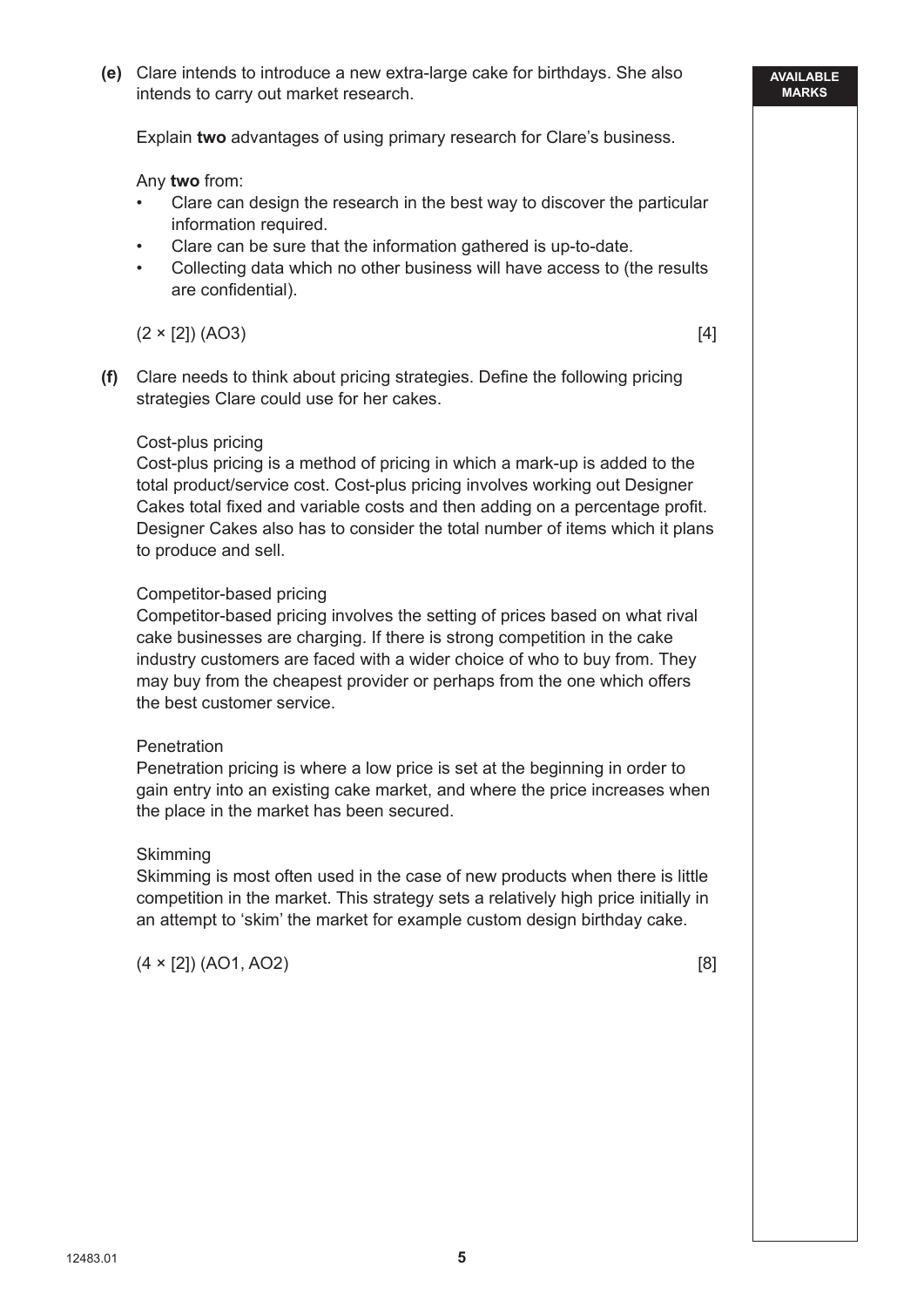**(e)** Clare intends to introduce a new extra-large cake for birthdays. She also intends to carry out market research.

Explain **two** advantages of using primary research for Clare's business.

Any **two** from:

- Clare can design the research in the best way to discover the particular information required.
- Clare can be sure that the information gathered is up-to-date.
- Collecting data which no other business will have access to (the results are confidential).

(2 × [2]) (AO3) [4]

**(f)** Clare needs to think about pricing strategies. Define the following pricing strategies Clare could use for her cakes.

Cost-plus pricing
Cost-plus pricing is a method of pricing in which a mark-up is added to the total product/service cost. Cost-plus pricing involves working out Designer Cakes total fixed and variable costs and then adding on a percentage profit. Designer Cakes also has to consider the total number of items which it plans to produce and sell.

Competitor-based pricing
Competitor-based pricing involves the setting of prices based on what rival cake businesses are charging. If there is strong competition in the cake industry customers are faced with a wider choice of who to buy from. They may buy from the cheapest provider or perhaps from the one which offers the best customer service.

Penetration
Penetration pricing is where a low price is set at the beginning in order to gain entry into an existing cake market, and where the price increases when the place in the market has been secured.

Skimming
Skimming is most often used in the case of new products when there is little competition in the market. This strategy sets a relatively high price initially in an attempt to 'skim' the market for example custom design birthday cake.

(4 × [2]) (AO1, AO2) [8]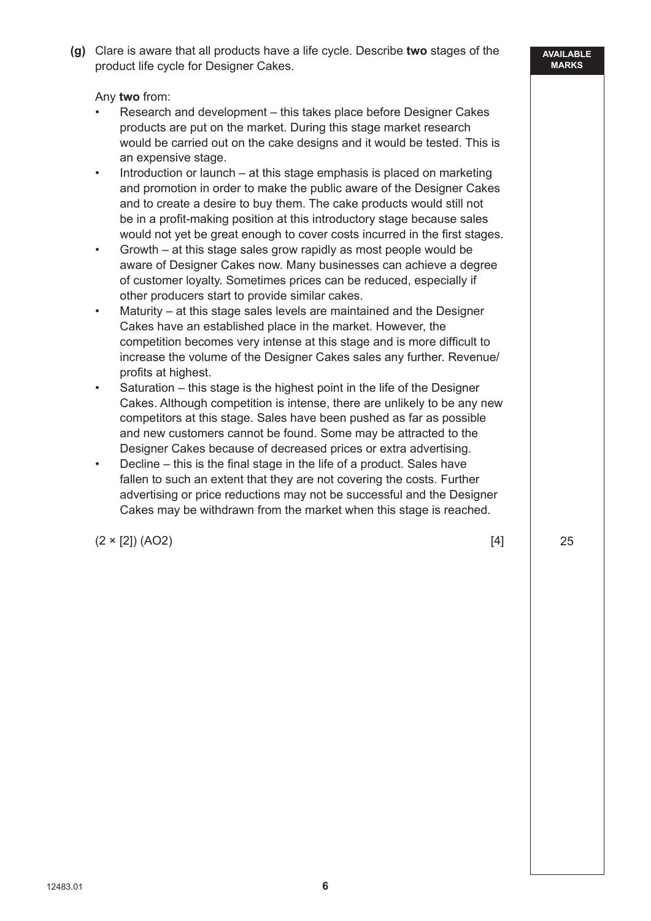**(g)** Clare is aware that all products have a life cycle. Describe **two** stages of the product life cycle for Designer Cakes.

Any **two** from:

- Research and development – this takes place before Designer Cakes products are put on the market. During this stage market research would be carried out on the cake designs and it would be tested. This is an expensive stage.
- Introduction or launch – at this stage emphasis is placed on marketing and promotion in order to make the public aware of the Designer Cakes and to create a desire to buy them. The cake products would still not be in a profit-making position at this introductory stage because sales would not yet be great enough to cover costs incurred in the first stages.
- Growth – at this stage sales grow rapidly as most people would be aware of Designer Cakes now. Many businesses can achieve a degree of customer loyalty. Sometimes prices can be reduced, especially if other producers start to provide similar cakes.
- Maturity – at this stage sales levels are maintained and the Designer Cakes have an established place in the market. However, the competition becomes very intense at this stage and is more difficult to increase the volume of the Designer Cakes sales any further. Revenue/profits at highest.
- Saturation – this stage is the highest point in the life of the Designer Cakes. Although competition is intense, there are unlikely to be any new competitors at this stage. Sales have been pushed as far as possible and new customers cannot be found. Some may be attracted to the Designer Cakes because of decreased prices or extra advertising.
- Decline – this is the final stage in the life of a product. Sales have fallen to such an extent that they are not covering the costs. Further advertising or price reductions may not be successful and the Designer Cakes may be withdrawn from the market when this stage is reached.

(2 × [2]) (AO2) [4]

AVAILABLE MARKS: 25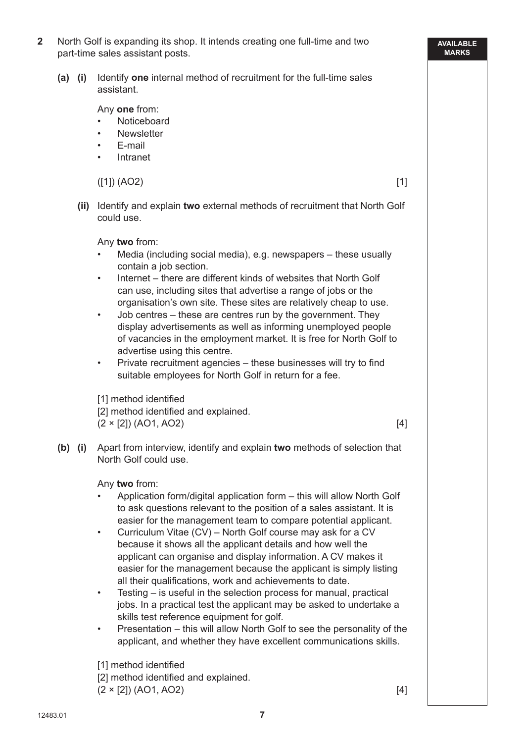**2** North Golf is expanding its shop. It intends creating one full-time and two part-time sales assistant posts.

**(a) (i)** Identify **one** internal method of recruitment for the full-time sales assistant.

Any **one** from:

- Noticeboard
- Newsletter
- E-mail
- Intranet

([1]) (AO2) [1]

**(ii)** Identify and explain **two** external methods of recruitment that North Golf could use.

Any **two** from:

- Media (including social media), e.g. newspapers – these usually contain a job section.
- Internet – there are different kinds of websites that North Golf can use, including sites that advertise a range of jobs or the organisation's own site. These sites are relatively cheap to use.
- Job centres – these are centres run by the government. They display advertisements as well as informing unemployed people of vacancies in the employment market. It is free for North Golf to advertise using this centre.
- Private recruitment agencies – these businesses will try to find suitable employees for North Golf in return for a fee.

[1] method identified
[2] method identified and explained.
(2 × [2]) (AO1, AO2) [4]

**(b) (i)** Apart from interview, identify and explain **two** methods of selection that North Golf could use.

Any **two** from:

- Application form/digital application form – this will allow North Golf to ask questions relevant to the position of a sales assistant. It is easier for the management team to compare potential applicant.
- Curriculum Vitae (CV) – North Golf course may ask for a CV because it shows all the applicant details and how well the applicant can organise and display information. A CV makes it easier for the management because the applicant is simply listing all their qualifications, work and achievements to date.
- Testing – is useful in the selection process for manual, practical jobs. In a practical test the applicant may be asked to undertake a skills test reference equipment for golf.
- Presentation – this will allow North Golf to see the personality of the applicant, and whether they have excellent communications skills.

[1] method identified
[2] method identified and explained.
(2 × [2]) (AO1, AO2) [4]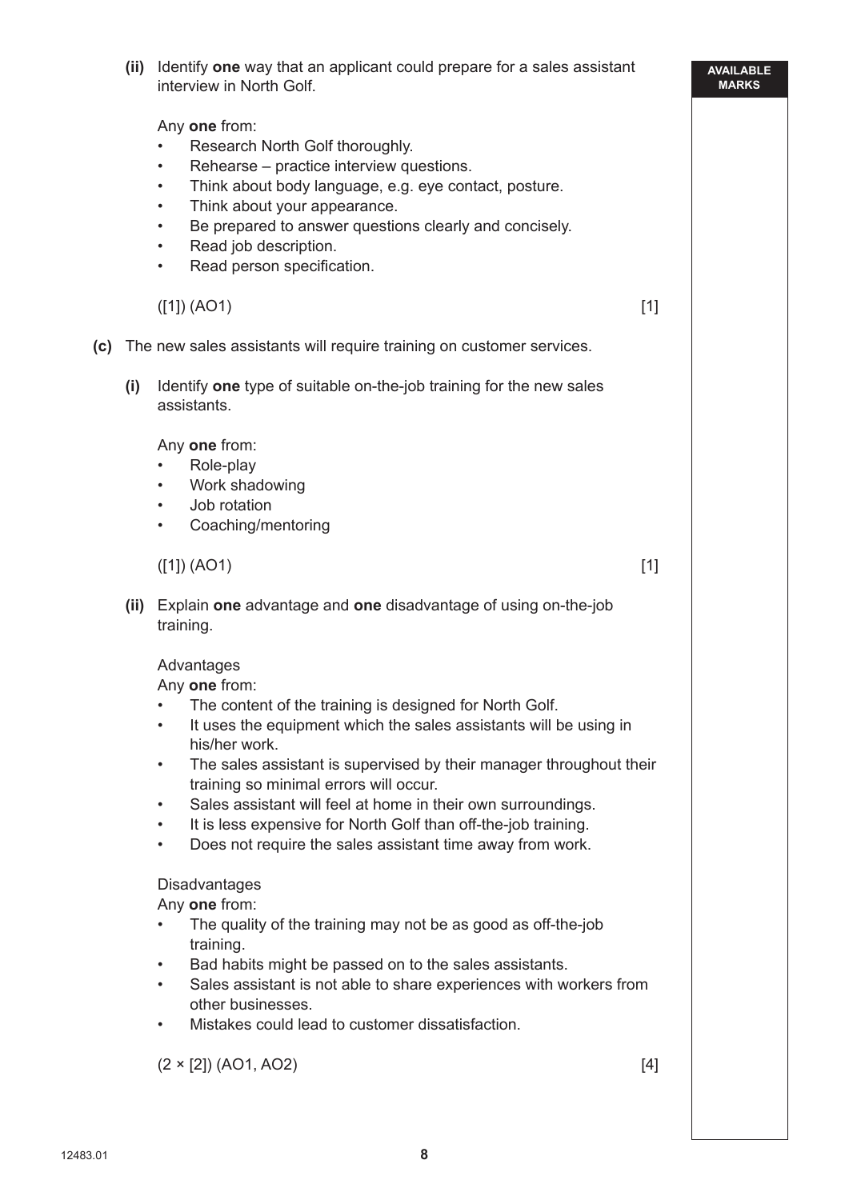**(ii)** Identify **one** way that an applicant could prepare for a sales assistant interview in North Golf.

Any **one** from:
- Research North Golf thoroughly.
- Rehearse – practice interview questions.
- Think about body language, e.g. eye contact, posture.
- Think about your appearance.
- Be prepared to answer questions clearly and concisely.
- Read job description.
- Read person specification.

([1]) (AO1) [1]

**(c)** The new sales assistants will require training on customer services.

**(i)** Identify **one** type of suitable on-the-job training for the new sales assistants.

Any **one** from:
- Role-play
- Work shadowing
- Job rotation
- Coaching/mentoring

([1]) (AO1) [1]

**(ii)** Explain **one** advantage and **one** disadvantage of using on-the-job training.

Advantages
Any **one** from:
- The content of the training is designed for North Golf.
- It uses the equipment which the sales assistants will be using in his/her work.
- The sales assistant is supervised by their manager throughout their training so minimal errors will occur.
- Sales assistant will feel at home in their own surroundings.
- It is less expensive for North Golf than off-the-job training.
- Does not require the sales assistant time away from work.

Disadvantages
Any **one** from:
- The quality of the training may not be as good as off-the-job training.
- Bad habits might be passed on to the sales assistants.
- Sales assistant is not able to share experiences with workers from other businesses.
- Mistakes could lead to customer dissatisfaction.

(2 × [2]) (AO1, AO2) [4]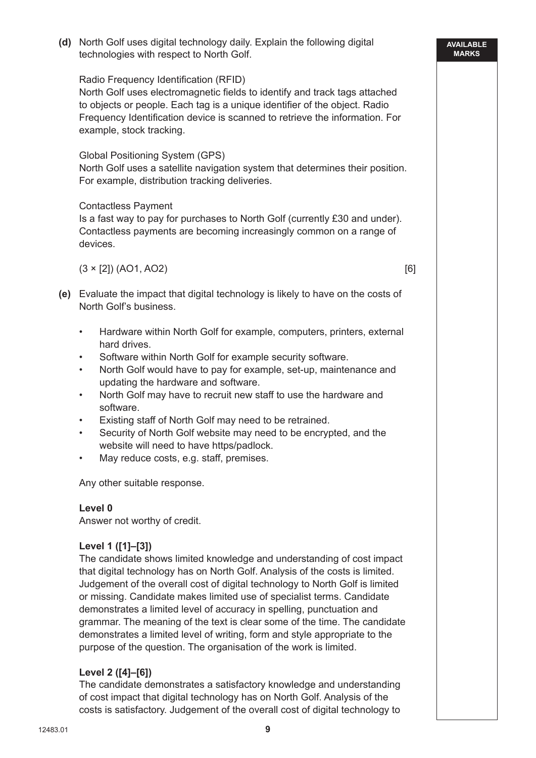**(d)** North Golf uses digital technology daily. Explain the following digital technologies with respect to North Golf.

Radio Frequency Identification (RFID)
North Golf uses electromagnetic fields to identify and track tags attached to objects or people. Each tag is a unique identifier of the object. Radio Frequency Identification device is scanned to retrieve the information. For example, stock tracking.

Global Positioning System (GPS)
North Golf uses a satellite navigation system that determines their position. For example, distribution tracking deliveries.

Contactless Payment
Is a fast way to pay for purchases to North Golf (currently £30 and under). Contactless payments are becoming increasingly common on a range of devices.

(3 × [2]) (AO1, AO2) [6]

**(e)** Evaluate the impact that digital technology is likely to have on the costs of North Golf's business.

- Hardware within North Golf for example, computers, printers, external hard drives.
- Software within North Golf for example security software.
- North Golf would have to pay for example, set-up, maintenance and updating the hardware and software.
- North Golf may have to recruit new staff to use the hardware and software.
- Existing staff of North Golf may need to be retrained.
- Security of North Golf website may need to be encrypted, and the website will need to have https/padlock.
- May reduce costs, e.g. staff, premises.

Any other suitable response.

**Level 0**
Answer not worthy of credit.

**Level 1 ([1]–[3])**
The candidate shows limited knowledge and understanding of cost impact that digital technology has on North Golf. Analysis of the costs is limited. Judgement of the overall cost of digital technology to North Golf is limited or missing. Candidate makes limited use of specialist terms. Candidate demonstrates a limited level of accuracy in spelling, punctuation and grammar. The meaning of the text is clear some of the time. The candidate demonstrates a limited level of writing, form and style appropriate to the purpose of the question. The organisation of the work is limited.

**Level 2 ([4]–[6])**
The candidate demonstrates a satisfactory knowledge and understanding of cost impact that digital technology has on North Golf. Analysis of the costs is satisfactory. Judgement of the overall cost of digital technology to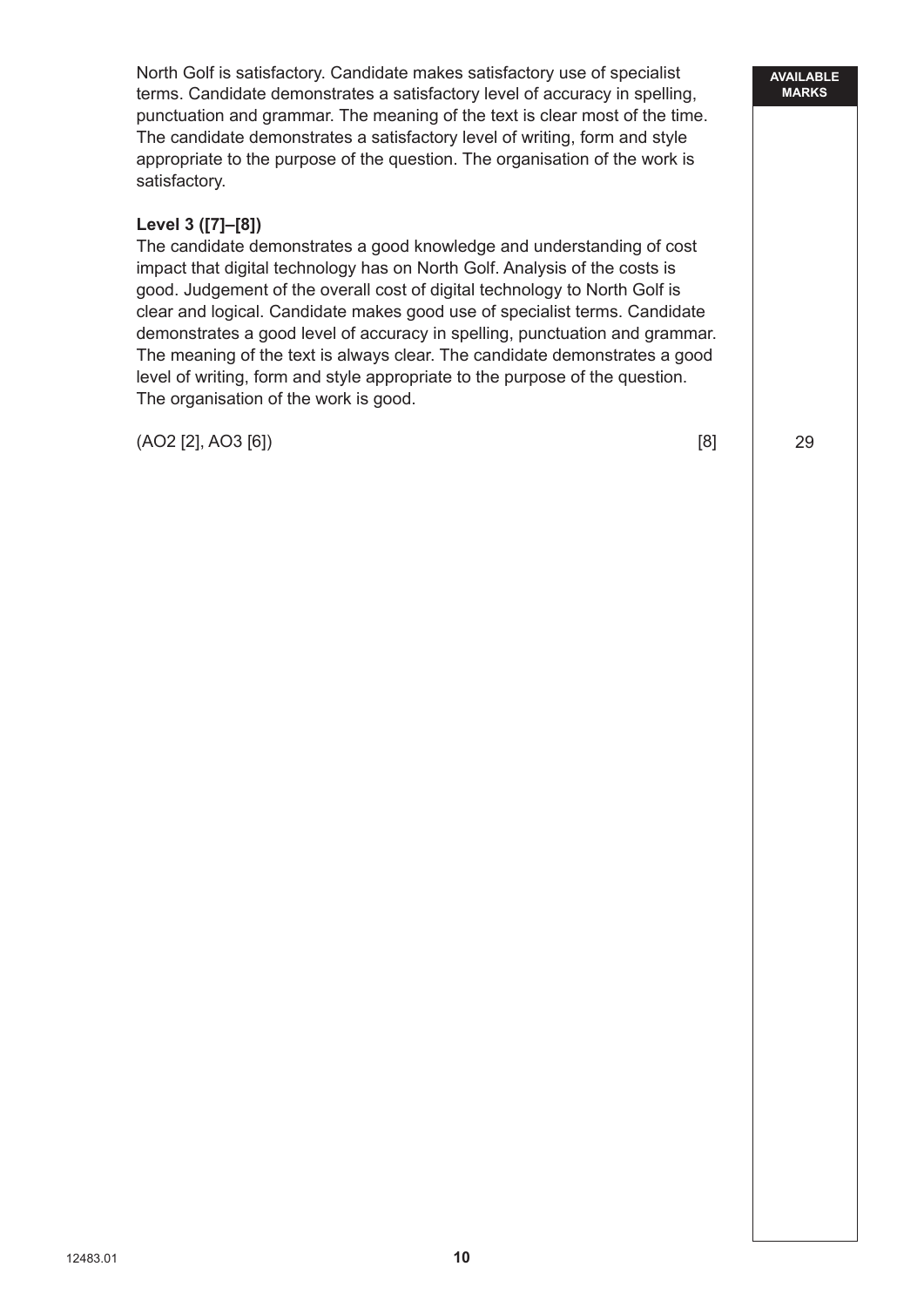North Golf is satisfactory. Candidate makes satisfactory use of specialist terms. Candidate demonstrates a satisfactory level of accuracy in spelling, punctuation and grammar. The meaning of the text is clear most of the time. The candidate demonstrates a satisfactory level of writing, form and style appropriate to the purpose of the question. The organisation of the work is satisfactory.

**Level 3 ([7]–[8])**

The candidate demonstrates a good knowledge and understanding of cost impact that digital technology has on North Golf. Analysis of the costs is good. Judgement of the overall cost of digital technology to North Golf is clear and logical. Candidate makes good use of specialist terms. Candidate demonstrates a good level of accuracy in spelling, punctuation and grammar. The meaning of the text is always clear. The candidate demonstrates a good level of writing, form and style appropriate to the purpose of the question. The organisation of the work is good.

(AO2 [2], AO3 [6]) [8]

AVAILABLE MARKS: 29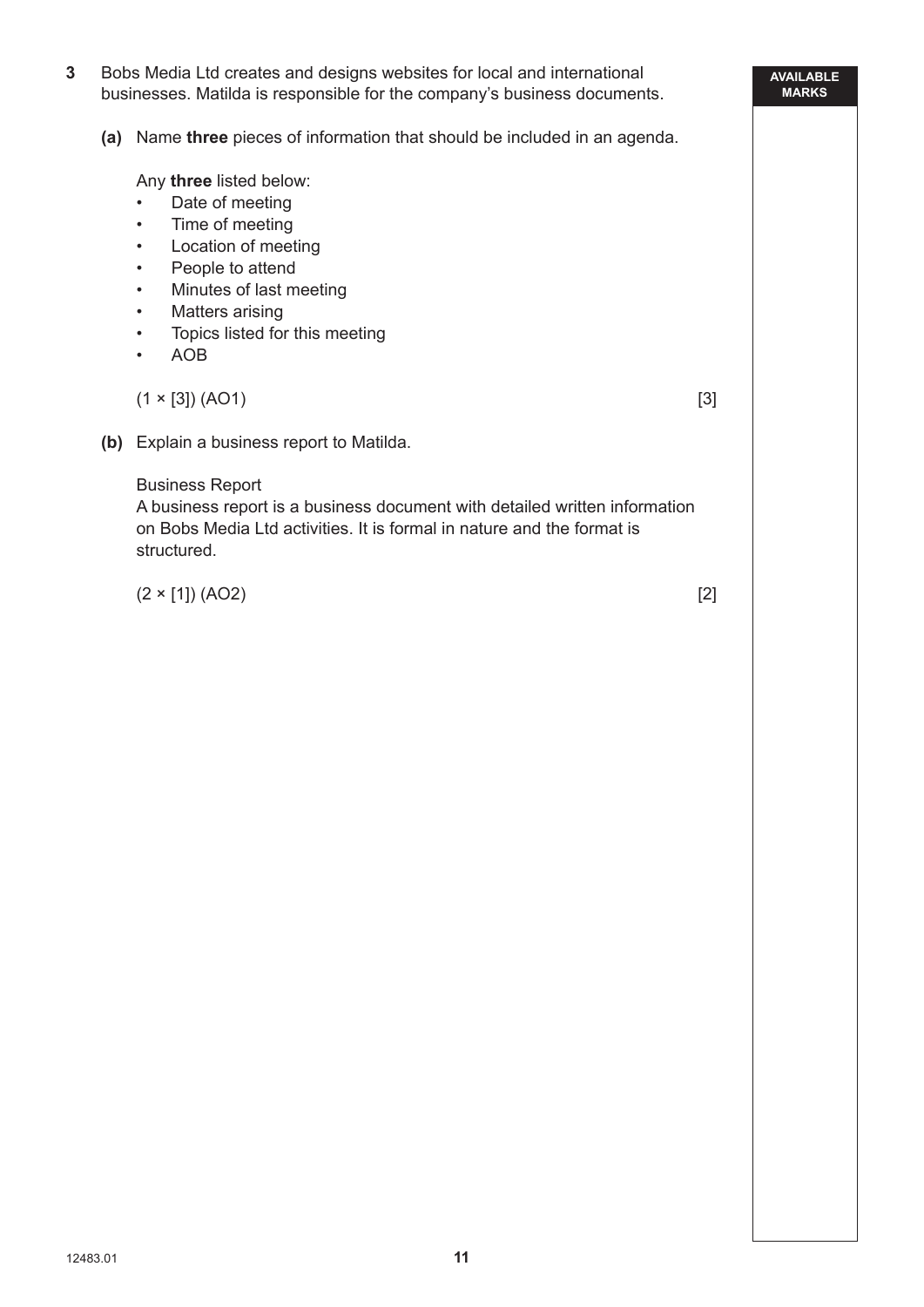**3** Bobs Media Ltd creates and designs websites for local and international businesses. Matilda is responsible for the company's business documents.

**(a)** Name **three** pieces of information that should be included in an agenda.

Any **three** listed below:

- Date of meeting
- Time of meeting
- Location of meeting
- People to attend
- Minutes of last meeting
- Matters arising
- Topics listed for this meeting
- AOB

(1 × [3]) (AO1) [3]

**(b)** Explain a business report to Matilda.

Business Report
A business report is a business document with detailed written information on Bobs Media Ltd activities. It is formal in nature and the format is structured.

(2 × [1]) (AO2) [2]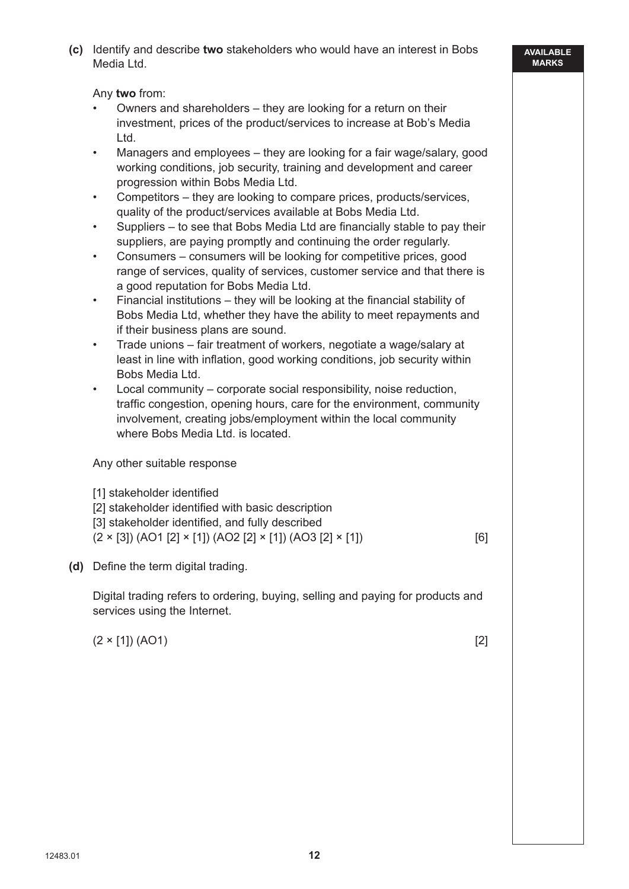**(c)** Identify and describe **two** stakeholders who would have an interest in Bobs Media Ltd.

Any **two** from:

- Owners and shareholders – they are looking for a return on their investment, prices of the product/services to increase at Bob's Media Ltd.
- Managers and employees – they are looking for a fair wage/salary, good working conditions, job security, training and development and career progression within Bobs Media Ltd.
- Competitors – they are looking to compare prices, products/services, quality of the product/services available at Bobs Media Ltd.
- Suppliers – to see that Bobs Media Ltd are financially stable to pay their suppliers, are paying promptly and continuing the order regularly.
- Consumers – consumers will be looking for competitive prices, good range of services, quality of services, customer service and that there is a good reputation for Bobs Media Ltd.
- Financial institutions – they will be looking at the financial stability of Bobs Media Ltd, whether they have the ability to meet repayments and if their business plans are sound.
- Trade unions – fair treatment of workers, negotiate a wage/salary at least in line with inflation, good working conditions, job security within Bobs Media Ltd.
- Local community – corporate social responsibility, noise reduction, traffic congestion, opening hours, care for the environment, community involvement, creating jobs/employment within the local community where Bobs Media Ltd. is located.

Any other suitable response

[1] stakeholder identified
[2] stakeholder identified with basic description
[3] stakeholder identified, and fully described
(2 × [3]) (AO1 [2] × [1]) (AO2 [2] × [1]) (AO3 [2] × [1]) [6]

**(d)** Define the term digital trading.

Digital trading refers to ordering, buying, selling and paying for products and services using the Internet.

(2 × [1]) (AO1) [2]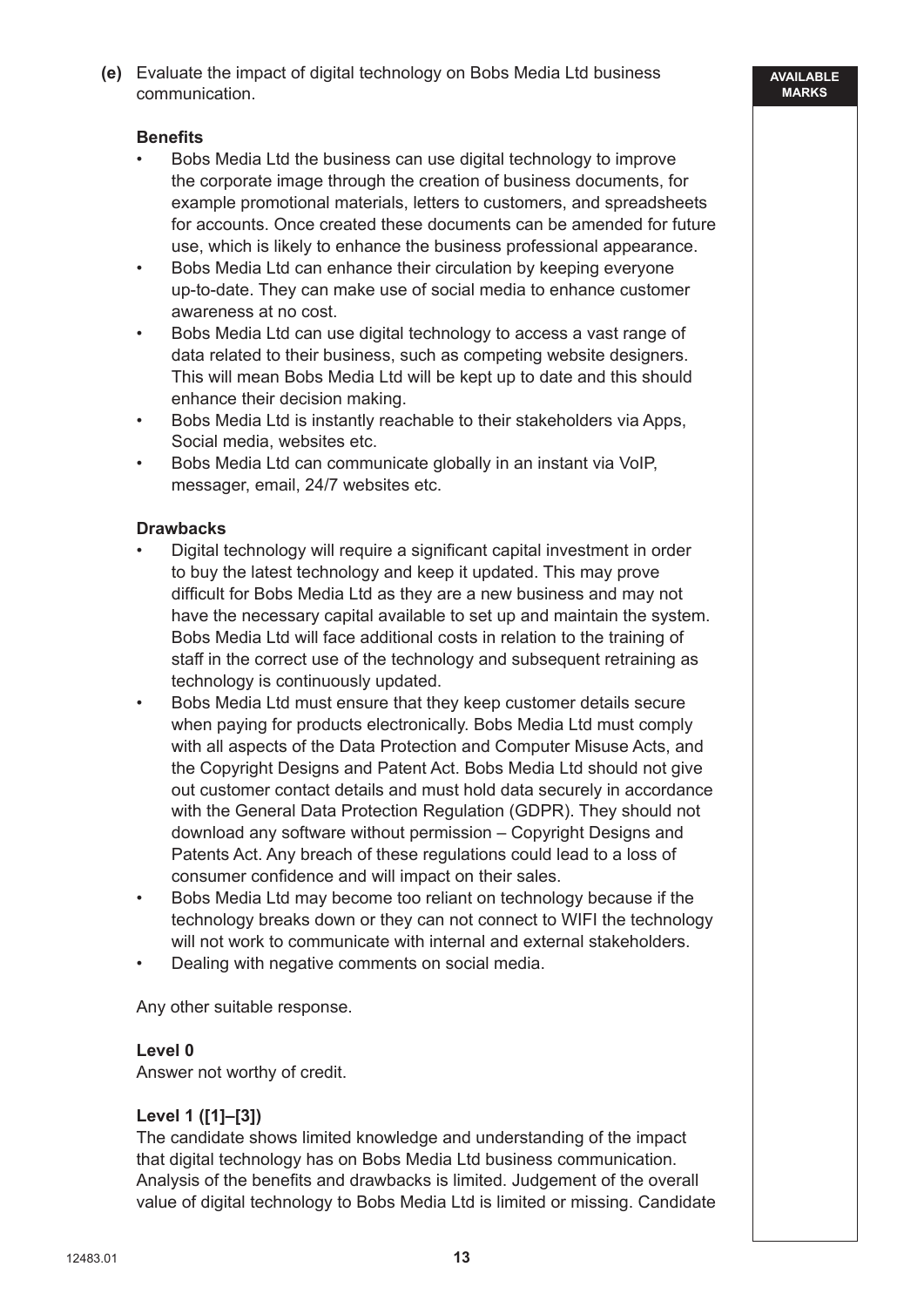**(e)** Evaluate the impact of digital technology on Bobs Media Ltd business communication.

**Benefits**

- Bobs Media Ltd the business can use digital technology to improve the corporate image through the creation of business documents, for example promotional materials, letters to customers, and spreadsheets for accounts. Once created these documents can be amended for future use, which is likely to enhance the business professional appearance.
- Bobs Media Ltd can enhance their circulation by keeping everyone up-to-date. They can make use of social media to enhance customer awareness at no cost.
- Bobs Media Ltd can use digital technology to access a vast range of data related to their business, such as competing website designers. This will mean Bobs Media Ltd will be kept up to date and this should enhance their decision making.
- Bobs Media Ltd is instantly reachable to their stakeholders via Apps, Social media, websites etc.
- Bobs Media Ltd can communicate globally in an instant via VoIP, messager, email, 24/7 websites etc.

**Drawbacks**

- Digital technology will require a significant capital investment in order to buy the latest technology and keep it updated. This may prove difficult for Bobs Media Ltd as they are a new business and may not have the necessary capital available to set up and maintain the system. Bobs Media Ltd will face additional costs in relation to the training of staff in the correct use of the technology and subsequent retraining as technology is continuously updated.
- Bobs Media Ltd must ensure that they keep customer details secure when paying for products electronically. Bobs Media Ltd must comply with all aspects of the Data Protection and Computer Misuse Acts, and the Copyright Designs and Patent Act. Bobs Media Ltd should not give out customer contact details and must hold data securely in accordance with the General Data Protection Regulation (GDPR). They should not download any software without permission – Copyright Designs and Patents Act. Any breach of these regulations could lead to a loss of consumer confidence and will impact on their sales.
- Bobs Media Ltd may become too reliant on technology because if the technology breaks down or they can not connect to WIFI the technology will not work to communicate with internal and external stakeholders.
- Dealing with negative comments on social media.

Any other suitable response.

**Level 0**
Answer not worthy of credit.

**Level 1 ([1]–[3])**
The candidate shows limited knowledge and understanding of the impact that digital technology has on Bobs Media Ltd business communication. Analysis of the benefits and drawbacks is limited. Judgement of the overall value of digital technology to Bobs Media Ltd is limited or missing. Candidate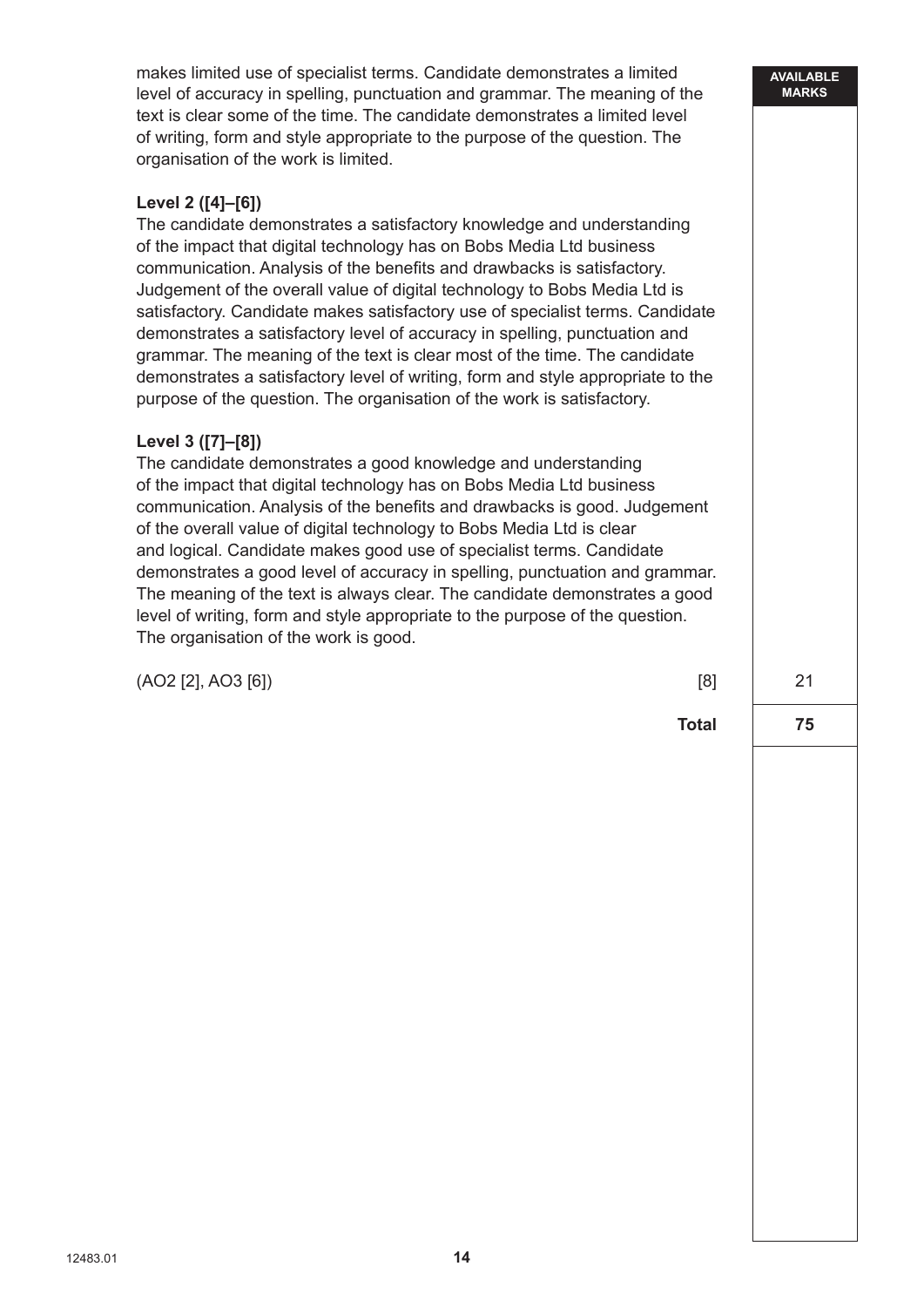makes limited use of specialist terms. Candidate demonstrates a limited level of accuracy in spelling, punctuation and grammar. The meaning of the text is clear some of the time. The candidate demonstrates a limited level of writing, form and style appropriate to the purpose of the question. The organisation of the work is limited.

**Level 2 ([4]–[6])**
The candidate demonstrates a satisfactory knowledge and understanding of the impact that digital technology has on Bobs Media Ltd business communication. Analysis of the benefits and drawbacks is satisfactory. Judgement of the overall value of digital technology to Bobs Media Ltd is satisfactory. Candidate makes satisfactory use of specialist terms. Candidate demonstrates a satisfactory level of accuracy in spelling, punctuation and grammar. The meaning of the text is clear most of the time. The candidate demonstrates a satisfactory level of writing, form and style appropriate to the purpose of the question. The organisation of the work is satisfactory.

**Level 3 ([7]–[8])**
The candidate demonstrates a good knowledge and understanding of the impact that digital technology has on Bobs Media Ltd business communication. Analysis of the benefits and drawbacks is good. Judgement of the overall value of digital technology to Bobs Media Ltd is clear and logical. Candidate makes good use of specialist terms. Candidate demonstrates a good level of accuracy in spelling, punctuation and grammar. The meaning of the text is always clear. The candidate demonstrates a good level of writing, form and style appropriate to the purpose of the question. The organisation of the work is good.

| | | AVAILABLE MARKS |
|---|---|---|
| (AO2 [2], AO3 [6]) | [8] | 21 |
| | **Total** | **75** |